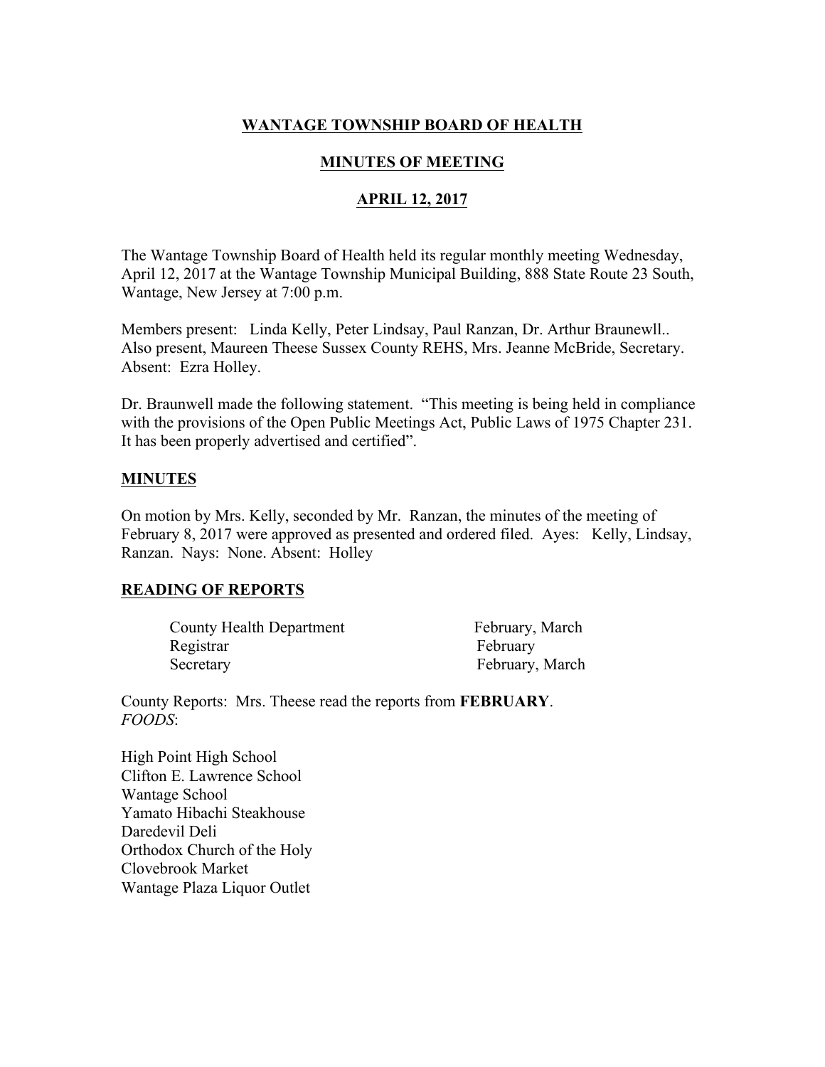# WANTAGE TOWNSHIP BOARD OF HEALTH

## MINUTES OF MEETING

## APRIL 12, 2017

The Wantage Township Board of Health held its regular monthly meeting Wednesday, April 12, 2017 at the Wantage Township Municipal Building, 888 State Route 23 South, Wantage, New Jersey at 7:00 p.m.

Members present: Linda Kelly, Peter Lindsay, Paul Ranzan, Dr. Arthur Braunewll.. Also present, Maureen Theese Sussex County REHS, Mrs. Jeanne McBride, Secretary. Absent: Ezra Holley.

Dr. Braunwell made the following statement. "This meeting is being held in compliance with the provisions of the Open Public Meetings Act, Public Laws of 1975 Chapter 231. It has been properly advertised and certified".

**MINUTES**

On motion by Mrs. Kelly, seconded by Mr. Ranzan, the minutes of the meeting of February 8, 2017 were approved as presented and ordered filed. Ayes: Kelly, Lindsay, Ranzan. Nays: None. Absent: Holley

**READING OF REPORTS**

| | |
|---|---|
| County Health Department | February, March |
| Registrar | February |
| Secretary | February, March |

County Reports: Mrs. Theese read the reports from **FEBRUARY**.
*FOODS*:

High Point High School
Clifton E. Lawrence School
Wantage School
Yamato Hibachi Steakhouse
Daredevil Deli
Orthodox Church of the Holy
Clovebrook Market
Wantage Plaza Liquor Outlet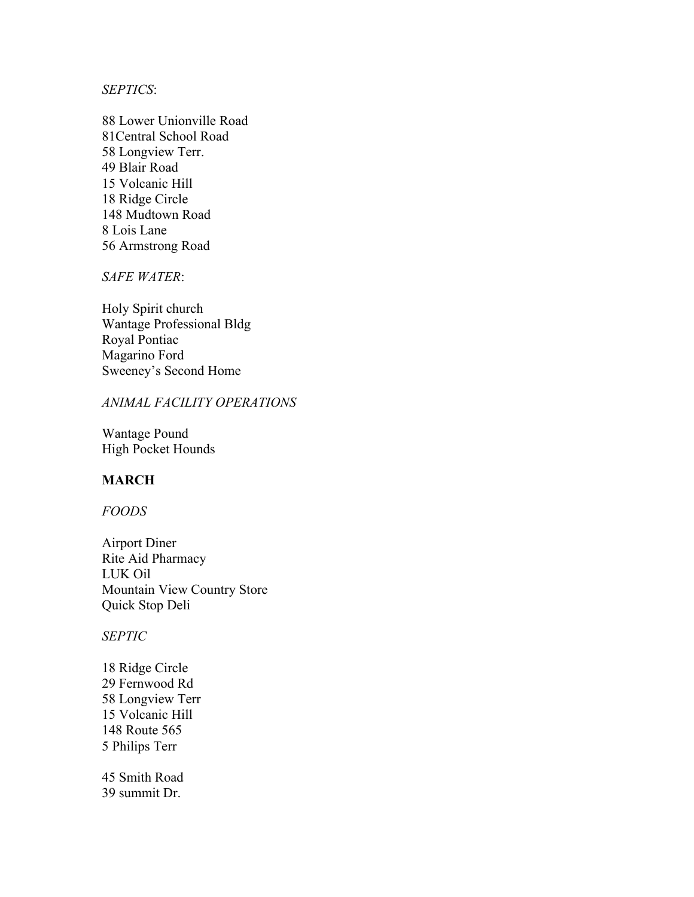*SEPTICS*:

88 Lower Unionville Road
81Central School Road
58 Longview Terr.
49 Blair Road
15 Volcanic Hill
18 Ridge Circle
148 Mudtown Road
8 Lois Lane
56 Armstrong Road

*SAFE WATER*:

Holy Spirit church
Wantage Professional Bldg
Royal Pontiac
Magarino Ford
Sweeney's Second Home

*ANIMAL FACILITY OPERATIONS*

Wantage Pound
High Pocket Hounds

**MARCH**

*FOODS*

Airport Diner
Rite Aid Pharmacy
LUK Oil
Mountain View Country Store
Quick Stop Deli

*SEPTIC*

18 Ridge Circle
29 Fernwood Rd
58 Longview Terr
15 Volcanic Hill
148 Route 565
5 Philips Terr

45 Smith Road
39 summit Dr.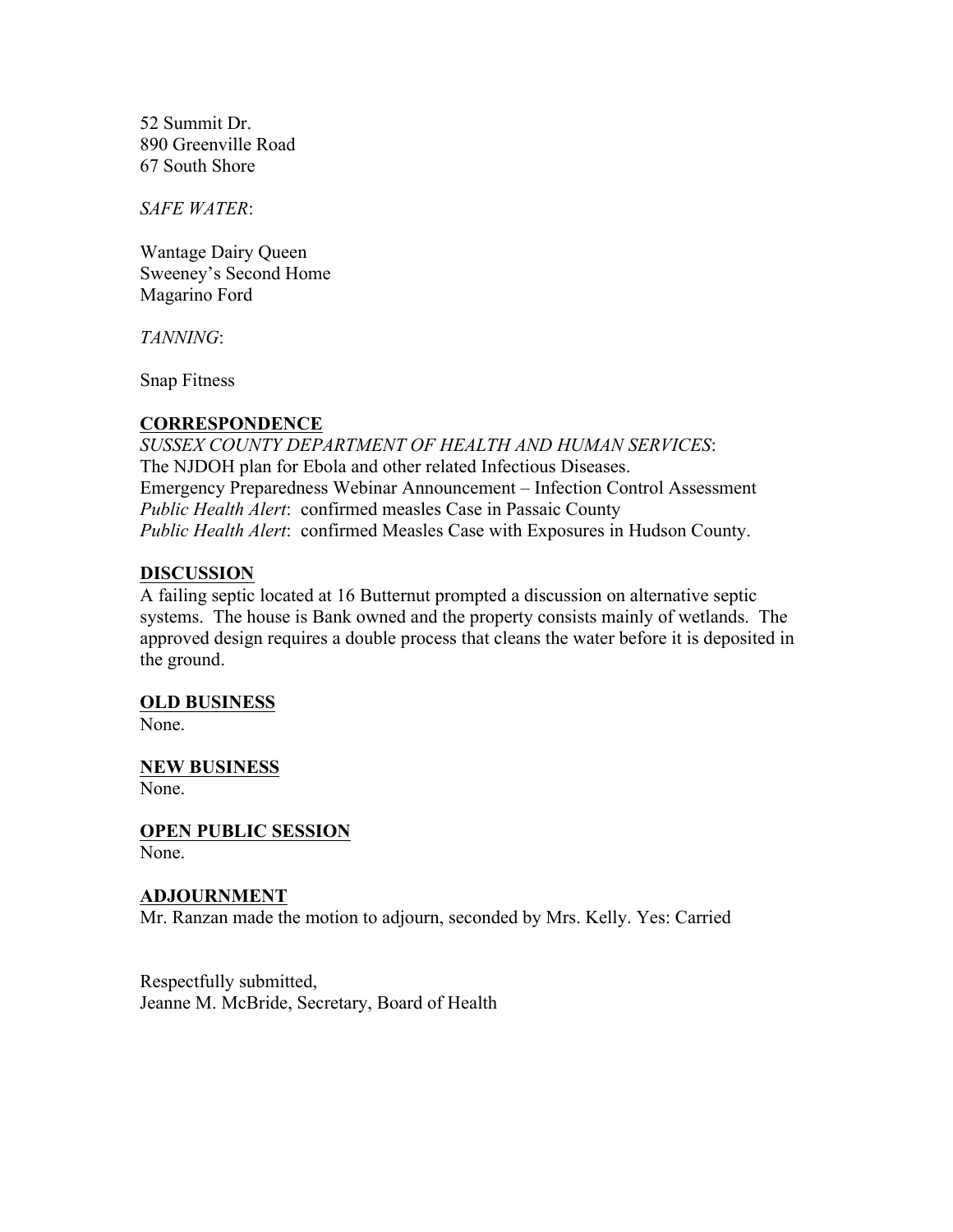52 Summit Dr.
890 Greenville Road
67 South Shore

*SAFE WATER*:

Wantage Dairy Queen
Sweeney's Second Home
Magarino Ford

*TANNING*:

Snap Fitness

## CORRESPONDENCE

*SUSSEX COUNTY DEPARTMENT OF HEALTH AND HUMAN SERVICES*:
The NJDOH plan for Ebola and other related Infectious Diseases.
Emergency Preparedness Webinar Announcement – Infection Control Assessment
*Public Health Alert*: confirmed measles Case in Passaic County
*Public Health Alert*: confirmed Measles Case with Exposures in Hudson County.

## DISCUSSION

A failing septic located at 16 Butternut prompted a discussion on alternative septic systems. The house is Bank owned and the property consists mainly of wetlands. The approved design requires a double process that cleans the water before it is deposited in the ground.

## OLD BUSINESS

None.

## NEW BUSINESS

None.

## OPEN PUBLIC SESSION

None.

## ADJOURNMENT

Mr. Ranzan made the motion to adjourn, seconded by Mrs. Kelly. Yes: Carried

Respectfully submitted,
Jeanne M. McBride, Secretary, Board of Health